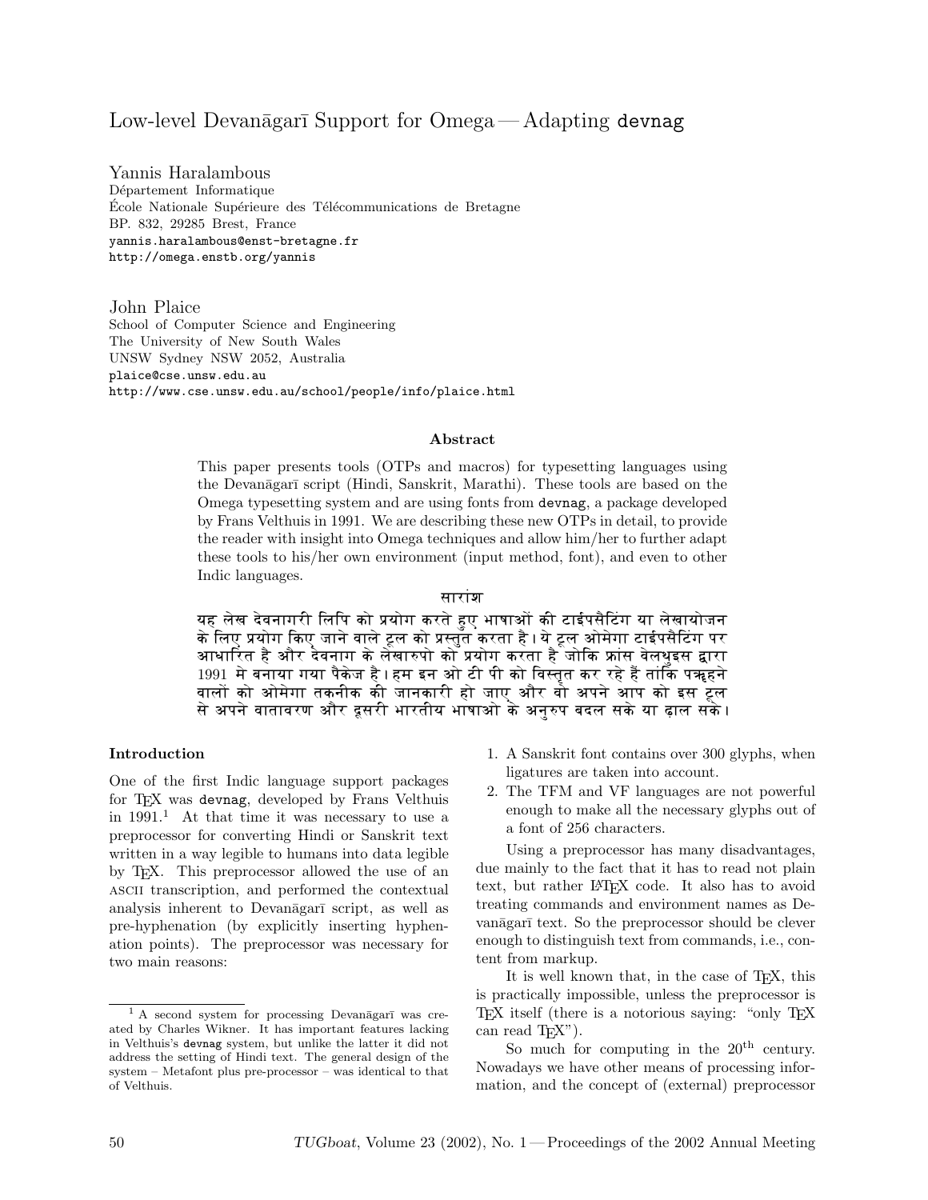# Low-level Devanāgarī Support for Omega — Adapting devnag

Yannis Haralambous
Département Informatique
École Nationale Supérieure des Télécommunications de Bretagne
BP. 832, 29285 Brest, France
yannis.haralambous@enst-bretagne.fr
http://omega.enstb.org/yannis

John Plaice
School of Computer Science and Engineering
The University of New South Wales
UNSW Sydney NSW 2052, Australia
plaice@cse.unsw.edu.au
http://www.cse.unsw.edu.au/school/people/info/plaice.html

### Abstract

This paper presents tools (OTPs and macros) for typesetting languages using the Devanāgarī script (Hindi, Sanskrit, Marathi). These tools are based on the Omega typesetting system and are using fonts from devnag, a package developed by Frans Velthuis in 1991. We are describing these new OTPs in detail, to provide the reader with insight into Omega techniques and allow him/her to further adapt these tools to his/her own environment (input method, font), and even to other Indic languages.

### सारांश

यह लेख देवनागरी लिपि को प्रयोग करते हुए भाषाओं की टाईपसैटिंग या लेखायोजन के लिए प्रयोग किए जाने वाले टूल को प्रस्तुत करता है। ये टूल ओमेगा टाईपसैटिंग पर आधारित है और देवनाग के लेखारुपो को प्रयोग करता है जोकि फ्रांस वेलथुइस द्वारा 1991 मे बनाया गया पैकेज है। हम इन ओ टी पी को विस्तृत कर रहे हैं ताकि पत्र्रहने वालों को ओमेगा तकनीक की जानकारी हो जाए और वो अपने आप को इस टूल से अपने वातावरण और दूसरी भारतीय भाषाओ के अनुरुप बदल सके या ढ़ाल सके।

## Introduction

One of the first Indic language support packages for TEX was devnag, developed by Frans Velthuis in 1991.[1] At that time it was necessary to use a preprocessor for converting Hindi or Sanskrit text written in a way legible to humans into data legible by TEX. This preprocessor allowed the use of an ASCII transcription, and performed the contextual analysis inherent to Devanāgarī script, as well as pre-hyphenation (by explicitly inserting hyphenation points). The preprocessor was necessary for two main reasons:

1. A Sanskrit font contains over 300 glyphs, when ligatures are taken into account.
2. The TFM and VF languages are not powerful enough to make all the necessary glyphs out of a font of 256 characters.

Using a preprocessor has many disadvantages, due mainly to the fact that it has to read not plain text, but rather LATEX code. It also has to avoid treating commands and environment names as Devanāgarī text. So the preprocessor should be clever enough to distinguish text from commands, i.e., content from markup.

It is well known that, in the case of TEX, this is practically impossible, unless the preprocessor is TEX itself (there is a notorious saying: "only TEX can read TEX").

So much for computing in the 20th century. Nowadays we have other means of processing information, and the concept of (external) preprocessor

[1] A second system for processing Devanāgarī was created by Charles Wikner. It has important features lacking in Velthuis's devnag system, but unlike the latter it did not address the setting of Hindi text. The general design of the system – Metafont plus pre-processor – was identical to that of Velthuis.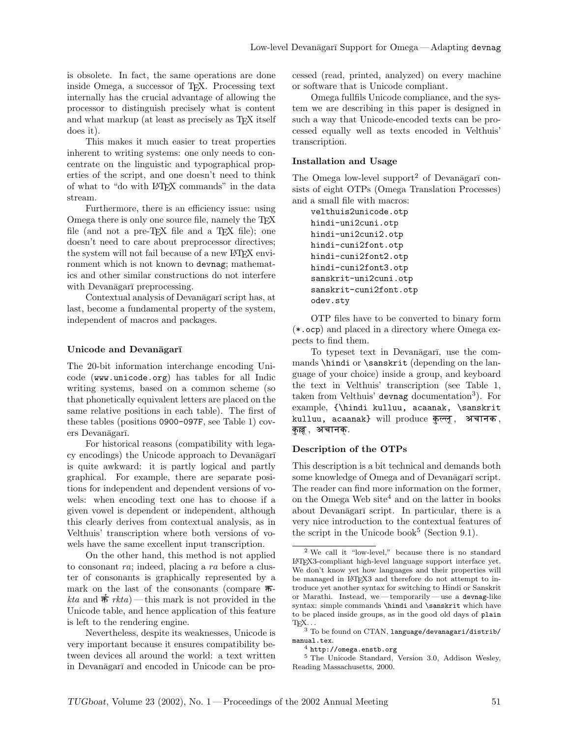is obsolete. In fact, the same operations are done inside Omega, a successor of TEX. Processing text internally has the crucial advantage of allowing the processor to distinguish precisely what is content and what markup (at least as precisely as TEX itself does it).

This makes it much easier to treat properties inherent to writing systems: one only needs to concentrate on the linguistic and typographical properties of the script, and one doesn't need to think of what to "do with LATEX commands" in the data stream.

Furthermore, there is an efficiency issue: using Omega there is only one source file, namely the TEX file (and not a pre-TEX file and a TEX file); one doesn't need to care about preprocessor directives; the system will not fail because of a new LATEX environment which is not known to `devnag`; mathematics and other similar constructions do not interfere with Devanāgarī preprocessing.

Contextual analysis of Devanāgarī script has, at last, become a fundamental property of the system, independent of macros and packages.

### Unicode and Devanāgarī

The 20-bit information interchange encoding Unicode (`www.unicode.org`) has tables for all Indic writing systems, based on a common scheme (so that phonetically equivalent letters are placed on the same relative positions in each table). The first of these tables (positions `0900-097F`, see Table 1) covers Devanāgarī.

For historical reasons (compatibility with legacy encodings) the Unicode approach to Devanāgarī is quite awkward: it is partly logical and partly graphical. For example, there are separate positions for independent and dependent versions of vowels: when encoding text one has to choose if a given vowel is dependent or independent, although this clearly derives from contextual analysis, as in Velthuis' transcription where both versions of vowels have the same excellent input transcription.

On the other hand, this method is not applied to consonant *ra*; indeed, placing a *ra* before a cluster of consonants is graphically represented by a mark on the last of the consonants (compare क्त *kta* and र्क्त *rkta*) — this mark is not provided in the Unicode table, and hence application of this feature is left to the rendering engine.

Nevertheless, despite its weaknesses, Unicode is very important because it ensures compatibility between devices all around the world: a text written in Devanāgarī and encoded in Unicode can be processed (read, printed, analyzed) on every machine or software that is Unicode compliant.

Omega fullfils Unicode compliance, and the system we are describing in this paper is designed in such a way that Unicode-encoded texts can be processed equally well as texts encoded in Velthuis' transcription.

### Installation and Usage

The Omega low-level support[2] of Devanāgarī consists of eight OTPs (Omega Translation Processes) and a small file with macros:

```
velthuis2unicode.otp
hindi-uni2cuni.otp
hindi-uni2cuni2.otp
hindi-cuni2font.otp
hindi-cuni2font2.otp
hindi-cuni2font3.otp
sanskrit-uni2cuni.otp
sanskrit-cuni2font.otp
odev.sty
```

OTP files have to be converted to binary form (`*.ocp`) and placed in a directory where Omega expects to find them.

To typeset text in Devanāgarī, use the commands `\hindi` or `\sanskrit` (depending on the language of your choice) inside a group, and keyboard the text in Velthuis' transcription (see Table 1, taken from Velthuis' `devnag` documentation[3]). For example, `{\hindi kulluu, acaanak, \sanskrit kulluu, acaanak}` will produce कुल्लू, अचानक, कुल्लू, अचानक्.

### Description of the OTPs

This description is a bit technical and demands both some knowledge of Omega and of Devanāgarī script. The reader can find more information on the former, on the Omega Web site[4] and on the latter in books about Devanāgarī script. In particular, there is a very nice introduction to the contextual features of the script in the Unicode book[5] (Section 9.1).

---

[2] We call it "low-level," because there is no standard LATEX3-compliant high-level language support interface yet. We don't know yet how languages and their properties will be managed in LATEX3 and therefore do not attempt to introduce yet another syntax for switching to Hindi or Sanskrit or Marathi. Instead, we — temporarily — use a `devnag`-like syntax: simple commands `\hindi` and `\sanskrit` which have to be placed inside groups, as in the good old days of `plain` TEX...

[3] To be found on CTAN, `language/devanagari/distrib/manual.tex`.

[4] `http://omega.enstb.org`

[5] The Unicode Standard, Version 3.0, Addison Wesley, Reading Massachusetts, 2000.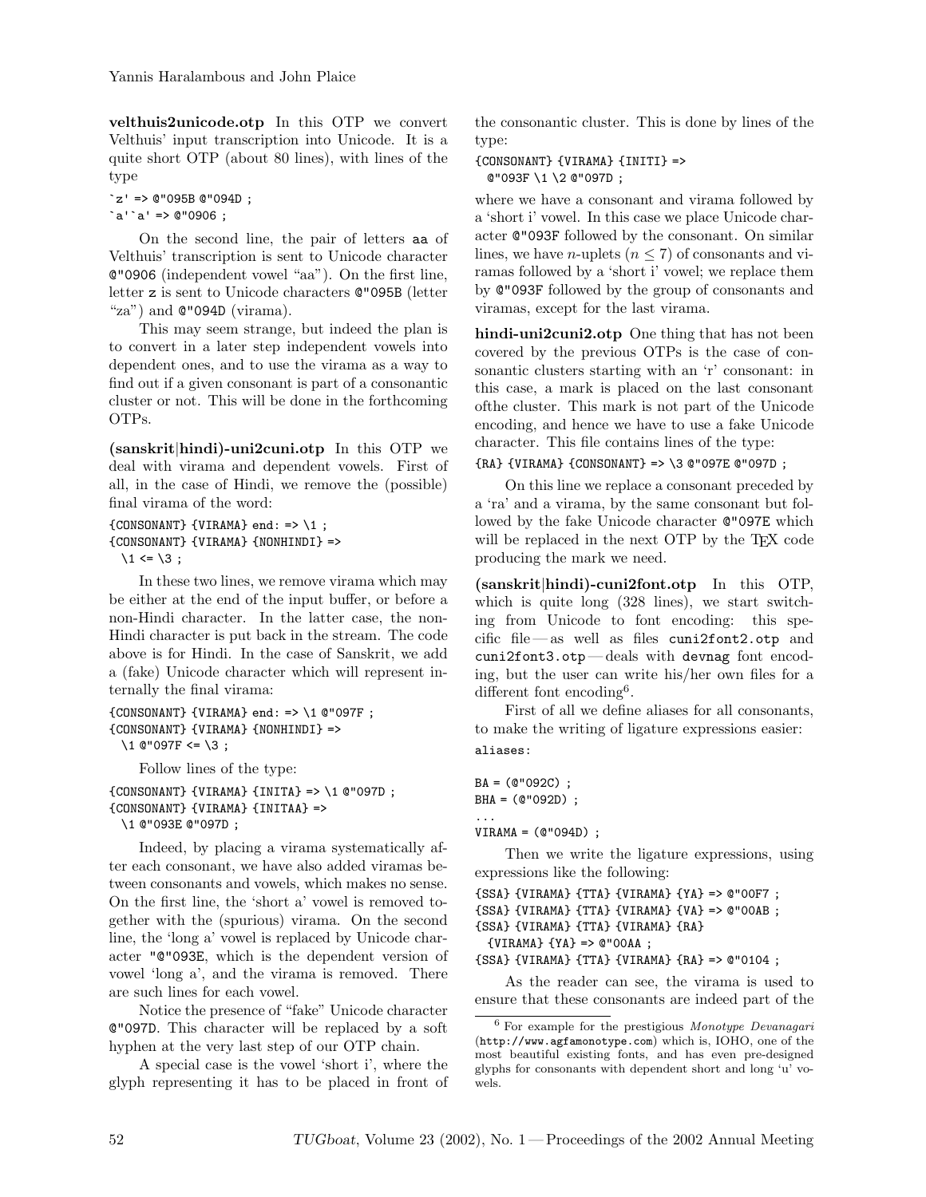**velthuis2unicode.otp** In this OTP we convert Velthuis' input transcription into Unicode. It is a quite short OTP (about 80 lines), with lines of the type

```
`z' => @"095B @"094D ;
`a'`a' => @"0906 ;
```

On the second line, the pair of letters aa of Velthuis' transcription is sent to Unicode character @"0906 (independent vowel "aa"). On the first line, letter z is sent to Unicode characters @"095B (letter "za") and @"094D (virama).

This may seem strange, but indeed the plan is to convert in a later step independent vowels into dependent ones, and to use the virama as a way to find out if a given consonant is part of a consonantic cluster or not. This will be done in the forthcoming OTPs.

**(sanskrit|hindi)-uni2cuni.otp** In this OTP we deal with virama and dependent vowels. First of all, in the case of Hindi, we remove the (possible) final virama of the word:

```
{CONSONANT} {VIRAMA} end: => \1 ;
{CONSONANT} {VIRAMA} {NONHINDI} =>
  \1 <= \3 ;
```

In these two lines, we remove virama which may be either at the end of the input buffer, or before a non-Hindi character. In the latter case, the non-Hindi character is put back in the stream. The code above is for Hindi. In the case of Sanskrit, we add a (fake) Unicode character which will represent internally the final virama:

```
{CONSONANT} {VIRAMA} end: => \1 @"097F ;
{CONSONANT} {VIRAMA} {NONHINDI} =>
  \1 @"097F <= \3 ;
```

Follow lines of the type:

```
{CONSONANT} {VIRAMA} {INITA} => \1 @"097D ;
{CONSONANT} {VIRAMA} {INITAA} =>
  \1 @"093E @"097D ;
```

Indeed, by placing a virama systematically after each consonant, we have also added viramas between consonants and vowels, which makes no sense. On the first line, the 'short a' vowel is removed together with the (spurious) virama. On the second line, the 'long a' vowel is replaced by Unicode character "@"093E, which is the dependent version of vowel 'long a', and the virama is removed. There are such lines for each vowel.

Notice the presence of "fake" Unicode character @"097D. This character will be replaced by a soft hyphen at the very last step of our OTP chain.

A special case is the vowel 'short i', where the glyph representing it has to be placed in front of the consonantic cluster. This is done by lines of the type:

```
{CONSONANT} {VIRAMA} {INITI} =>
  @"093F \1 \2 @"097D ;
```

where we have a consonant and virama followed by a 'short i' vowel. In this case we place Unicode character @"093F followed by the consonant. On similar lines, we have $n$-uplets ($n \leq 7$) of consonants and viramas followed by a 'short i' vowel; we replace them by @"093F followed by the group of consonants and viramas, except for the last virama.

**hindi-uni2cuni2.otp** One thing that has not been covered by the previous OTPs is the case of consonantic clusters starting with an 'r' consonant: in this case, a mark is placed on the last consonant ofthe cluster. This mark is not part of the Unicode encoding, and hence we have to use a fake Unicode character. This file contains lines of the type:

```
{RA} {VIRAMA} {CONSONANT} => \3 @"097E @"097D ;
```

On this line we replace a consonant preceded by a 'ra' and a virama, by the same consonant but followed by the fake Unicode character @"097E which will be replaced in the next OTP by the TEX code producing the mark we need.

**(sanskrit|hindi)-cuni2font.otp** In this OTP, which is quite long (328 lines), we start switching from Unicode to font encoding: this specific file — as well as files cuni2font2.otp and cuni2font3.otp — deals with devnag font encoding, but the user can write his/her own files for a different font encoding[6].

First of all we define aliases for all consonants, to make the writing of ligature expressions easier:

```
aliases:

BA = (@"092C) ;
BHA = (@"092D) ;
...
VIRAMA = (@"094D) ;
```

Then we write the ligature expressions, using expressions like the following:

```
{SSA} {VIRAMA} {TTA} {VIRAMA} {YA} => @"00F7 ;
{SSA} {VIRAMA} {TTA} {VIRAMA} {VA} => @"00AB ;
{SSA} {VIRAMA} {TTA} {VIRAMA} {RA}
  {VIRAMA} {YA} => @"00AA ;
{SSA} {VIRAMA} {TTA} {VIRAMA} {RA} => @"0104 ;
```

As the reader can see, the virama is used to ensure that these consonants are indeed part of the

[6] For example for the prestigious *Monotype Devanagari* (http://www.agfamonotype.com) which is, IOHO, one of the most beautiful existing fonts, and has even pre-designed glyphs for consonants with dependent short and long 'u' vowels.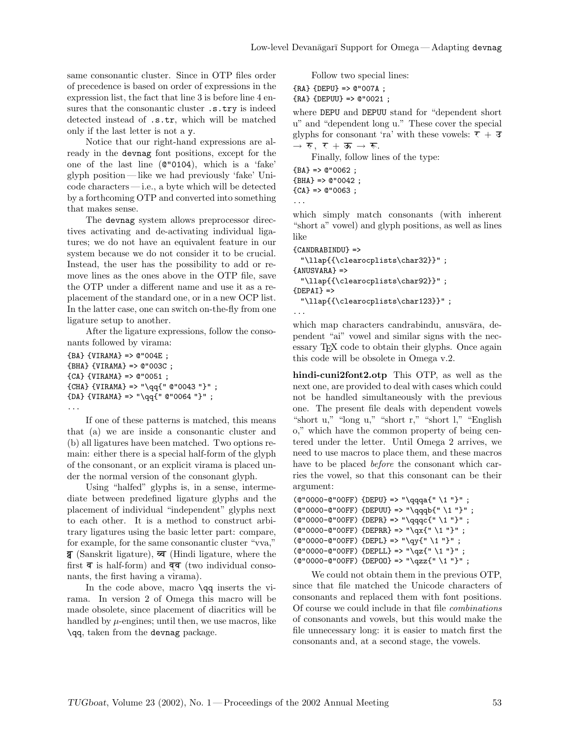same consonantic cluster. Since in OTP files order of precedence is based on order of expressions in the expression list, the fact that line 3 is before line 4 ensures that the consonantic cluster `.s.try` is indeed detected instead of `.s.tr`, which will be matched only if the last letter is not a `y`.

Notice that our right-hand expressions are already in the `devnag` font positions, except for the one of the last line (`@"0104`), which is a 'fake' glyph position — like we had previously 'fake' Unicode characters — i.e., a byte which will be detected by a forthcoming OTP and converted into something that makes sense.

The `devnag` system allows preprocessor directives activating and de-activating individual ligatures; we do not have an equivalent feature in our system because we do not consider it to be crucial. Instead, the user has the possibility to add or remove lines as the ones above in the OTP file, save the OTP under a different name and use it as a replacement of the standard one, or in a new OCP list. In the latter case, one can switch on-the-fly from one ligature setup to another.

After the ligature expressions, follow the consonants followed by virama:

```
{BA} {VIRAMA} => @"004E ;
{BHA} {VIRAMA} => @"003C ;
{CA} {VIRAMA} => @"0051 ;
{CHA} {VIRAMA} => "\qq{" @"0043 "}" ;
{DA} {VIRAMA} => "\qq{" @"0064 "}" ;
...
```

If one of these patterns is matched, this means that (a) we are inside a consonantic cluster and (b) all ligatures have been matched. Two options remain: either there is a special half-form of the glyph of the consonant, or an explicit virama is placed under the normal version of the consonant glyph.

Using "halfed" glyphs is, in a sense, intermediate between predefined ligature glyphs and the placement of individual "independent" glyphs next to each other. It is a method to construct arbitrary ligatures using the basic letter part: compare, for example, for the same consonantic cluster "vva," व्व (Sanskrit ligature), व्व (Hindi ligature, where the first व is half-form) and व्‌व (two individual consonants, the first having a virama).

In the code above, macro `\qq` inserts the virama. In version 2 of Omega this macro will be made obsolete, since placement of diacritics will be handled by μ-engines; until then, we use macros, like `\qq`, taken from the `devnag` package.

Follow two special lines:

```
{RA} {DEPU} => @"007A ;
{RA} {DEPUU} => @"0021 ;
```

where `DEPU` and `DEPUU` stand for "dependent short u" and "dependent long u." These cover the special glyphs for consonant 'ra' with these vowels: र + उ → रु, र + ऊ → रू.

Finally, follow lines of the type:

```
{BA} => @"0062 ;
{BHA} => @"0042 ;
{CA} => @"0063 ;
...
```

which simply match consonants (with inherent "short a" vowel) and glyph positions, as well as lines like

```
{CANDRABINDU} =>
  "\llap{{\clearocplists\char32}}" ;
{ANUSVARA} =>
  "\llap{{\clearocplists\char92}}" ;
{DEPAI} =>
  "\llap{{\clearocplists\char123}}" ;
...
```

which map characters candrabindu, anusvāra, dependent "ai" vowel and similar signs with the necessary TeX code to obtain their glyphs. Once again this code will be obsolete in Omega v.2.

**hindi-cuni2font2.otp** This OTP, as well as the next one, are provided to deal with cases which could not be handled simultaneously with the previous one. The present file deals with dependent vowels "short u," "long u," "short r," "short l," "English o," which have the common property of being centered under the letter. Until Omega 2 arrives, we need to use macros to place them, and these macros have to be placed *before* the consonant which carries the vowel, so that this consonant can be their argument:

```
(@"0000-@"00FF) {DEPU} => "\qqqa{" \1 "}" ;
(@"0000-@"00FF) {DEPUU} => "\qqqb{" \1 "}" ;
(@"0000-@"00FF) {DEPR} => "\qqqc{" \1 "}" ;
(@"0000-@"00FF) {DEPRR} => "\qx{" \1 "}" ;
(@"0000-@"00FF) {DEPL} => "\qy{" \1 "}" ;
(@"0000-@"00FF) {DEPLL} => "\qz{" \1 "}" ;
(@"0000-@"00FF) {DEPOO} => "\qzz{" \1 "}" ;
```

We could not obtain them in the previous OTP, since that file matched the Unicode characters of consonants and replaced them with font positions. Of course we could include in that file *combinations* of consonants and vowels, but this would make the file unnecessary long: it is easier to match first the consonants and, at a second stage, the vowels.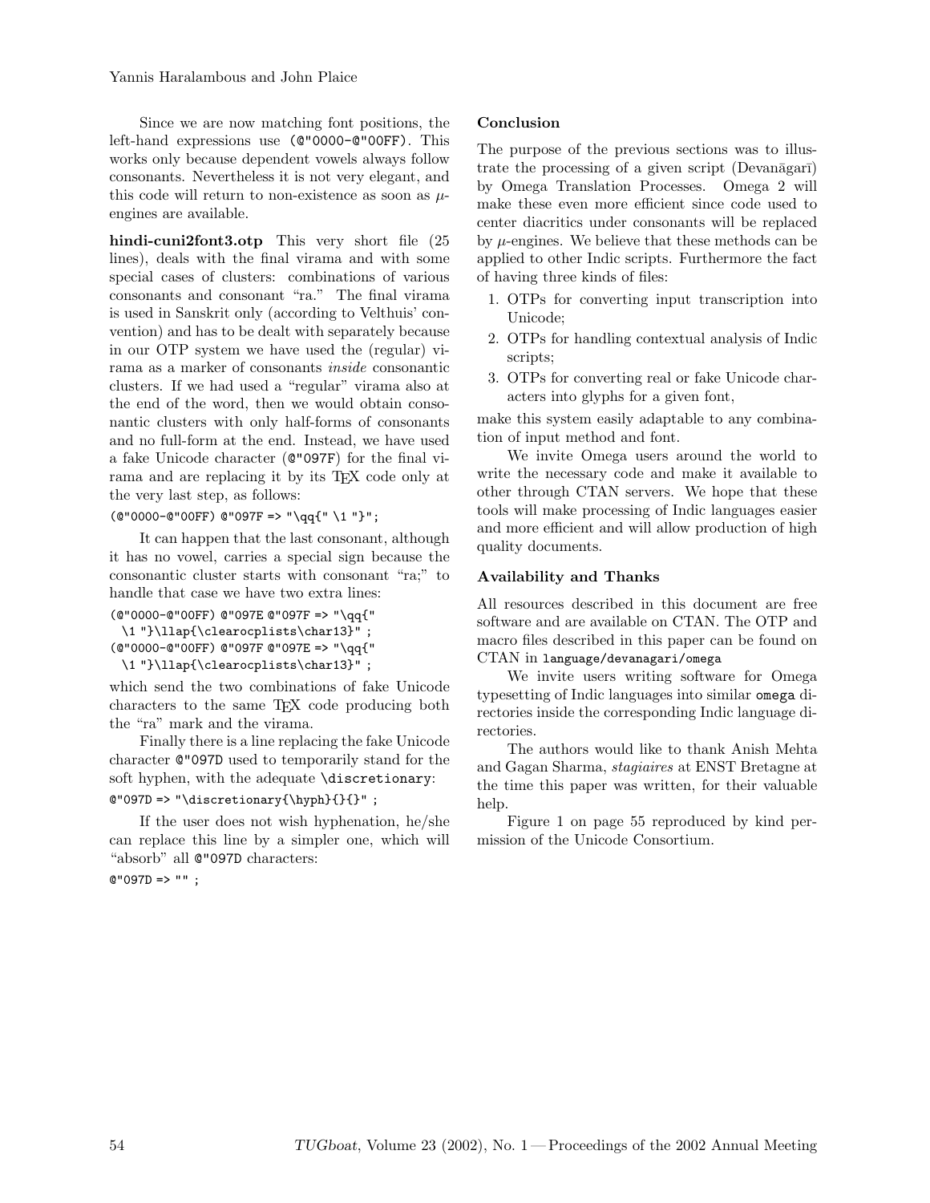Since we are now matching font positions, the left-hand expressions use `(@"0000-@"00FF)`. This works only because dependent vowels always follow consonants. Nevertheless it is not very elegant, and this code will return to non-existence as soon as $\mu$-engines are available.

**hindi-cuni2font3.otp** This very short file (25 lines), deals with the final virama and with some special cases of clusters: combinations of various consonants and consonant "ra." The final virama is used in Sanskrit only (according to Velthuis' convention) and has to be dealt with separately because in our OTP system we have used the (regular) virama as a marker of consonants *inside* consonantic clusters. If we had used a "regular" virama also at the end of the word, then we would obtain consonantic clusters with only half-forms of consonants and no full-form at the end. Instead, we have used a fake Unicode character (`@"097F`) for the final virama and are replacing it by its TEX code only at the very last step, as follows:

```
(@"0000-@"00FF) @"097F => "\qq{" \1 "}";
```

It can happen that the last consonant, although it has no vowel, carries a special sign because the consonantic cluster starts with consonant "ra;" to handle that case we have two extra lines:

```
(@"0000-@"00FF) @"097E @"097F => "\qq{"
  \1 "}\llap{\clearocplists\char13}" ;
(@"0000-@"00FF) @"097F @"097E => "\qq{"
  \1 "}\llap{\clearocplists\char13}" ;
```

which send the two combinations of fake Unicode characters to the same TEX code producing both the "ra" mark and the virama.

Finally there is a line replacing the fake Unicode character `@"097D` used to temporarily stand for the soft hyphen, with the adequate `\discretionary`:

```
@"097D => "\discretionary{\hyph}{}{}" ;
```

If the user does not wish hyphenation, he/she can replace this line by a simpler one, which will "absorb" all `@"097D` characters:

```
@"097D => "" ;
```

### Conclusion

The purpose of the previous sections was to illustrate the processing of a given script (Devanāgarī) by Omega Translation Processes. Omega 2 will make these even more efficient since code used to center diacritics under consonants will be replaced by $\mu$-engines. We believe that these methods can be applied to other Indic scripts. Furthermore the fact of having three kinds of files:

1. OTPs for converting input transcription into Unicode;
2. OTPs for handling contextual analysis of Indic scripts;
3. OTPs for converting real or fake Unicode characters into glyphs for a given font,

make this system easily adaptable to any combination of input method and font.

We invite Omega users around the world to write the necessary code and make it available to other through CTAN servers. We hope that these tools will make processing of Indic languages easier and more efficient and will allow production of high quality documents.

### Availability and Thanks

All resources described in this document are free software and are available on CTAN. The OTP and macro files described in this paper can be found on CTAN in `language/devanagari/omega`

We invite users writing software for Omega typesetting of Indic languages into similar `omega` directories inside the corresponding Indic language directories.

The authors would like to thank Anish Mehta and Gagan Sharma, *stagiaires* at ENST Bretagne at the time this paper was written, for their valuable help.

Figure 1 on page 55 reproduced by kind permission of the Unicode Consortium.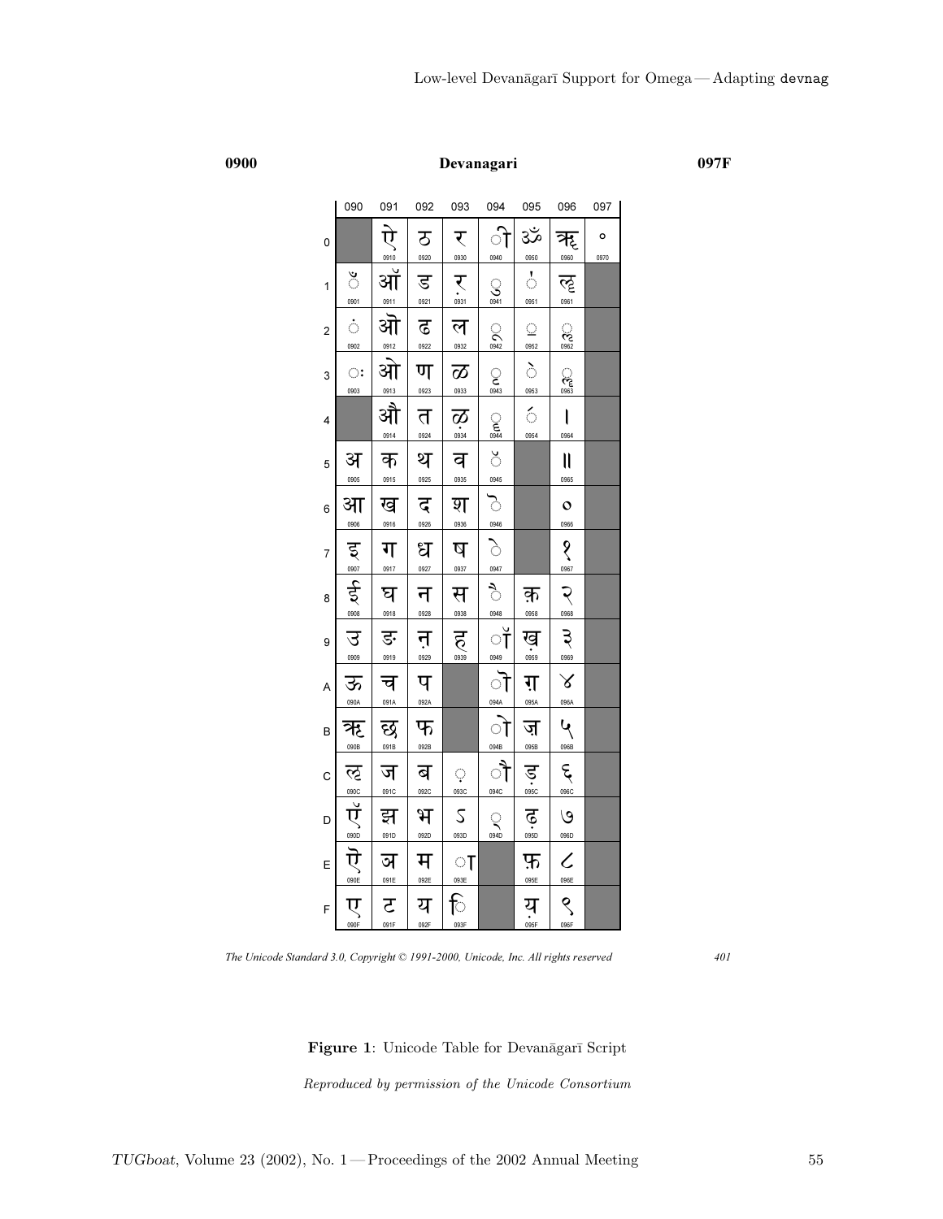| | 090 | 091 | 092 | 093 | 094 | 095 | 096 | 097 |
|---|---|---|---|---|---|---|---|---|
| 0 | | ऐ 0910 | ठ 0920 | र 0930 | ी 0940 | ॐ 0950 | ॠ 0960 | ॰ 0970 |
| 1 | ँ 0901 | ऑ 0911 | ड 0921 | ऱ 0931 | ु 0941 | ॑ 0951 | ॡ 0961 | |
| 2 | ं 0902 | ऒ 0912 | ढ 0922 | ल 0932 | ू 0942 | ॒ 0952 | ॢ 0962 | |
| 3 | ः 0903 | ओ 0913 | ण 0923 | ळ 0933 | ृ 0943 | ॓ 0953 | ॣ 0963 | |
| 4 | | औ 0914 | त 0924 | ऴ 0934 | ॄ 0944 | ॔ 0954 | । 0964 | |
| 5 | अ 0905 | क 0915 | थ 0925 | व 0935 | ॅ 0945 | | ॥ 0965 | |
| 6 | आ 0906 | ख 0916 | द 0926 | श 0936 | ॆ 0946 | | ० 0966 | |
| 7 | इ 0907 | ग 0917 | ध 0927 | ष 0937 | े 0947 | | १ 0967 | |
| 8 | ई 0908 | घ 0918 | न 0928 | स 0938 | ै 0948 | क़ 0958 | २ 0968 | |
| 9 | उ 0909 | ङ 0919 | ऩ 0929 | ह 0939 | ॉ 0949 | ख़ 0959 | ३ 0969 | |
| A | ऊ 090A | च 091A | प 092A | | ॊ 094A | ग़ 095A | ४ 096A | |
| B | ऋ 090B | छ 091B | फ 092B | | ो 094B | ज़ 095B | ५ 096B | |
| C | ऌ 090C | ज 091C | ब 092C | ़ 093C | ौ 094C | ड़ 095C | ६ 096C | |
| D | ऍ 090D | झ 091D | भ 092D | ऽ 093D | ् 094D | ढ़ 095D | ७ 096D | |
| E | ऎ 090E | ञ 091E | म 092E | ा 093E | | फ़ 095E | ८ 096E | |
| F | ए 090F | ट 091F | य 092F | ि 093F | | य़ 095F | ९ 096F | |

*The Unicode Standard 3.0, Copyright © 1991-2000, Unicode, Inc. All rights reserved* 401

**Figure 1**: Unicode Table for Devanāgarī Script

*Reproduced by permission of the Unicode Consortium*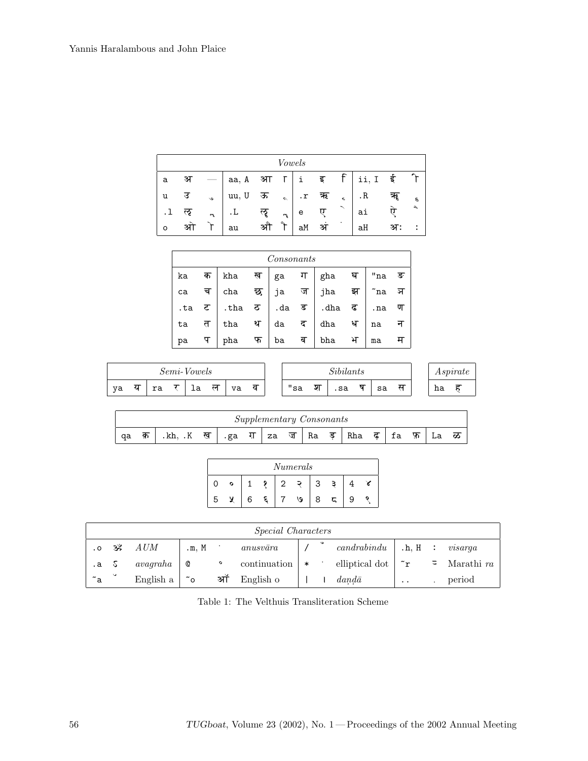| *Vowels* | | | | | | | | | | | |
|---|---|---|---|---|---|---|---|---|---|---|---|
| a | अ | — | aa, A | आ | ा | i | इ | ि | ii, I | ई | ी |
| u | उ | ु | uu, U | ऊ | ू | .r | ऋ | ृ | .R | ॠ | ॄ |
| .l | ऌ | ॢ | .L | ॡ | ॣ | e | ए | े | ai | ऐ | ै |
| o | ओ | ो | au | औ | ौ | aM | अं | ं | aH | अः | ः |

| *Consonants* | | | | | | | | | |
|---|---|---|---|---|---|---|---|---|---|
| ka | क | kha | ख | ga | ग | gha | घ | "na | ङ |
| ca | च | cha | छ | ja | ज | jha | झ | ~na | ञ |
| .ta | ट | .tha | ठ | .da | ड | .dha | ढ | .na | ण |
| ta | त | tha | थ | da | द | dha | ध | na | न |
| pa | प | pha | फ | ba | ब | bha | भ | ma | म |

| *Semi-Vowels* | | | | | | | |
|---|---|---|---|---|---|---|---|
| ya | य | ra | र | la | ल | va | व |

| *Sibilants* | | | | | |
|---|---|---|---|---|---|
| "sa | श | .sa | ष | sa | स |

| *Aspirate* | |
|---|---|
| ha | ह |

| *Supplementary Consonants* | | | | | | | | | | | | | | | |
|---|---|---|---|---|---|---|---|---|---|---|---|---|---|---|---|
| qa | क़ | .kh, .K | ख़ | .ga | ग़ | za | ज़ | Ra | ड़ | Rha | ढ़ | fa | फ़ | La | ळ |

| *Numerals* | | | | | | | | | |
|---|---|---|---|---|---|---|---|---|---|
| 0 | ० | 1 | १ | 2 | २ | 3 | ३ | 4 | ४ |
| 5 | ५ | 6 | ६ | 7 | ७ | 8 | ८ | 9 | ९ |

| *Special Characters* | | | | | | | | | | | |
|---|---|---|---|---|---|---|---|---|---|---|---|
| .o | ॐ | *AUM* | .m, M | ं | *anusvāra* | / | ँ | *candrabindu* | .h, H | ः | *visarga* |
| .a | ऽ | *avagraha* | @ | ॰ | continuation | * | ॱ | elliptical dot | ~r | ॗ | Marathi *ra* |
| ~a | ॅ | English a | ~o | ऑ | English o | \| | । | *daṇḍā* | .. | . | period |

Table 1: The Velthuis Transliteration Scheme